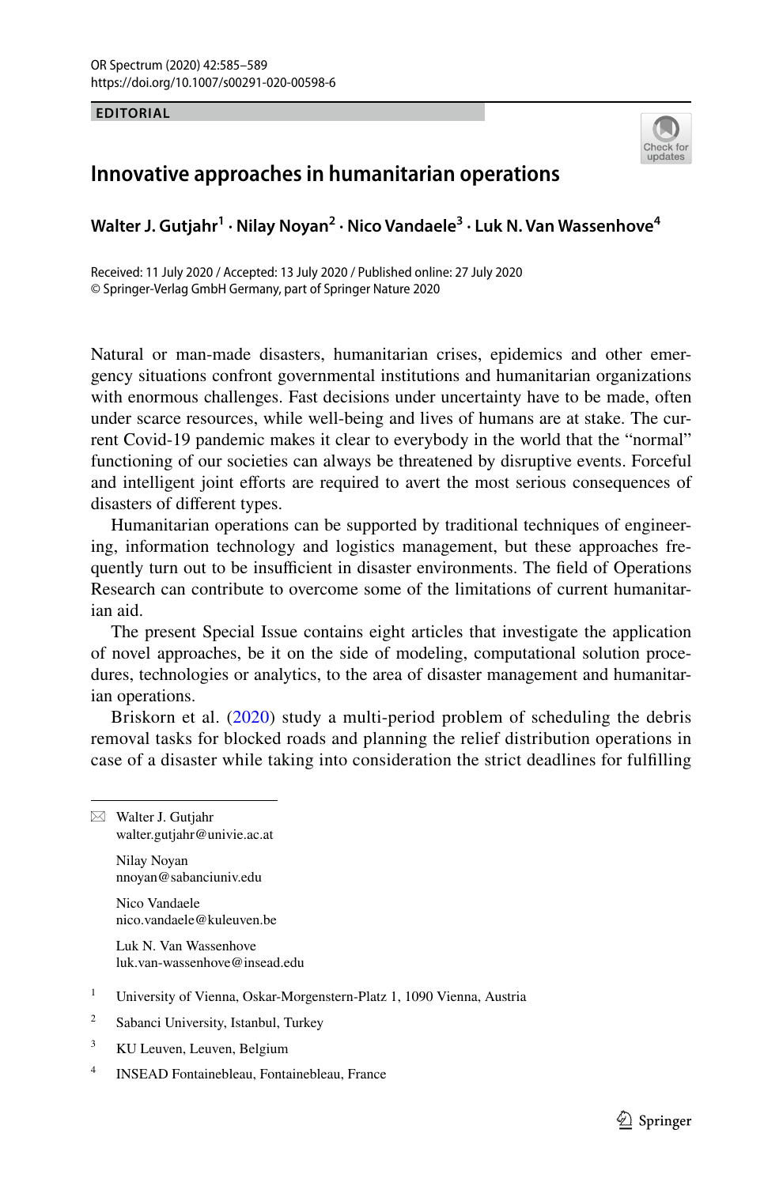EDITORIAL

# Innovative approaches in humanitarian operations

**Walter J. Gutjahr[1] · Nilay Noyan[2] · Nico Vandaele[3] · Luk N. Van Wassenhove[4]**

Received: 11 July 2020 / Accepted: 13 July 2020 / Published online: 27 July 2020
© Springer-Verlag GmbH Germany, part of Springer Nature 2020

Natural or man-made disasters, humanitarian crises, epidemics and other emergency situations confront governmental institutions and humanitarian organizations with enormous challenges. Fast decisions under uncertainty have to be made, often under scarce resources, while well-being and lives of humans are at stake. The current Covid-19 pandemic makes it clear to everybody in the world that the "normal" functioning of our societies can always be threatened by disruptive events. Forceful and intelligent joint efforts are required to avert the most serious consequences of disasters of different types.

Humanitarian operations can be supported by traditional techniques of engineering, information technology and logistics management, but these approaches frequently turn out to be insufficient in disaster environments. The field of Operations Research can contribute to overcome some of the limitations of current humanitarian aid.

The present Special Issue contains eight articles that investigate the application of novel approaches, be it on the side of modeling, computational solution procedures, technologies or analytics, to the area of disaster management and humanitarian operations.

Briskorn et al. (2020) study a multi-period problem of scheduling the debris removal tasks for blocked roads and planning the relief distribution operations in case of a disaster while taking into consideration the strict deadlines for fulfilling

---

✉ Walter J. Gutjahr
walter.gutjahr@univie.ac.at

Nilay Noyan
nnoyan@sabanciuniv.edu

Nico Vandaele
nico.vandaele@kuleuven.be

Luk N. Van Wassenhove
luk.van-wassenhove@insead.edu

[1] University of Vienna, Oskar-Morgenstern-Platz 1, 1090 Vienna, Austria

[2] Sabanci University, Istanbul, Turkey

[3] KU Leuven, Leuven, Belgium

[4] INSEAD Fontainebleau, Fontainebleau, France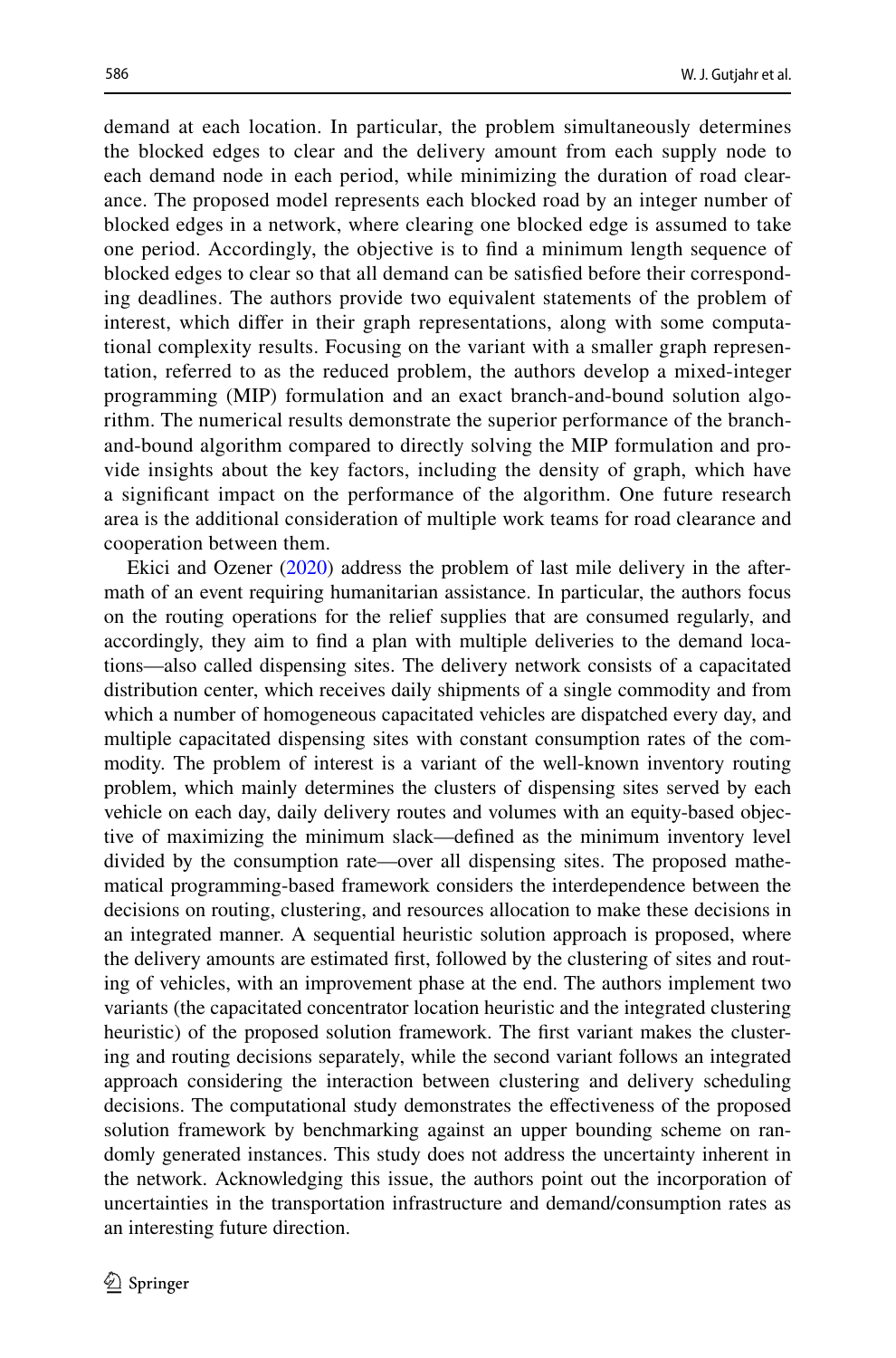demand at each location. In particular, the problem simultaneously determines the blocked edges to clear and the delivery amount from each supply node to each demand node in each period, while minimizing the duration of road clearance. The proposed model represents each blocked road by an integer number of blocked edges in a network, where clearing one blocked edge is assumed to take one period. Accordingly, the objective is to find a minimum length sequence of blocked edges to clear so that all demand can be satisfied before their corresponding deadlines. The authors provide two equivalent statements of the problem of interest, which differ in their graph representations, along with some computational complexity results. Focusing on the variant with a smaller graph representation, referred to as the reduced problem, the authors develop a mixed-integer programming (MIP) formulation and an exact branch-and-bound solution algorithm. The numerical results demonstrate the superior performance of the branch-and-bound algorithm compared to directly solving the MIP formulation and provide insights about the key factors, including the density of graph, which have a significant impact on the performance of the algorithm. One future research area is the additional consideration of multiple work teams for road clearance and cooperation between them.

Ekici and Ozener (2020) address the problem of last mile delivery in the aftermath of an event requiring humanitarian assistance. In particular, the authors focus on the routing operations for the relief supplies that are consumed regularly, and accordingly, they aim to find a plan with multiple deliveries to the demand locations—also called dispensing sites. The delivery network consists of a capacitated distribution center, which receives daily shipments of a single commodity and from which a number of homogeneous capacitated vehicles are dispatched every day, and multiple capacitated dispensing sites with constant consumption rates of the commodity. The problem of interest is a variant of the well-known inventory routing problem, which mainly determines the clusters of dispensing sites served by each vehicle on each day, daily delivery routes and volumes with an equity-based objective of maximizing the minimum slack—defined as the minimum inventory level divided by the consumption rate—over all dispensing sites. The proposed mathematical programming-based framework considers the interdependence between the decisions on routing, clustering, and resources allocation to make these decisions in an integrated manner. A sequential heuristic solution approach is proposed, where the delivery amounts are estimated first, followed by the clustering of sites and routing of vehicles, with an improvement phase at the end. The authors implement two variants (the capacitated concentrator location heuristic and the integrated clustering heuristic) of the proposed solution framework. The first variant makes the clustering and routing decisions separately, while the second variant follows an integrated approach considering the interaction between clustering and delivery scheduling decisions. The computational study demonstrates the effectiveness of the proposed solution framework by benchmarking against an upper bounding scheme on randomly generated instances. This study does not address the uncertainty inherent in the network. Acknowledging this issue, the authors point out the incorporation of uncertainties in the transportation infrastructure and demand/consumption rates as an interesting future direction.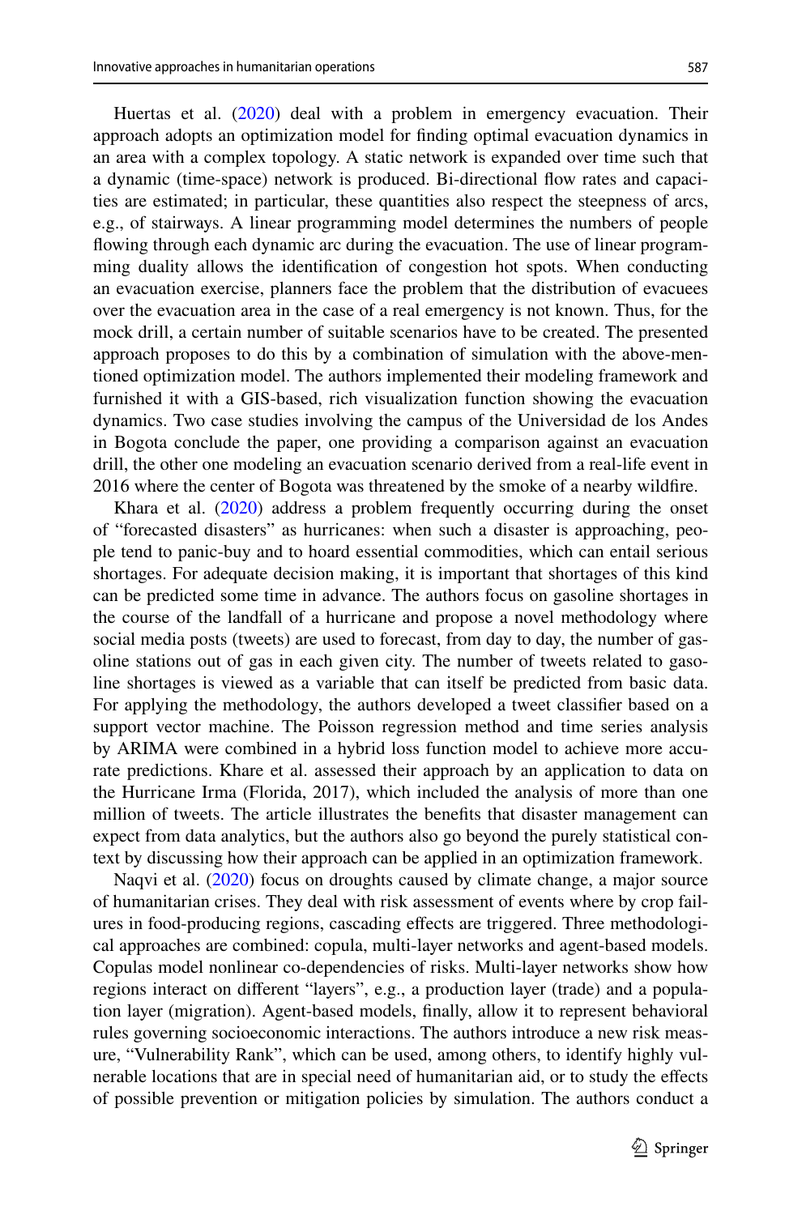Huertas et al. (2020) deal with a problem in emergency evacuation. Their approach adopts an optimization model for finding optimal evacuation dynamics in an area with a complex topology. A static network is expanded over time such that a dynamic (time-space) network is produced. Bi-directional flow rates and capacities are estimated; in particular, these quantities also respect the steepness of arcs, e.g., of stairways. A linear programming model determines the numbers of people flowing through each dynamic arc during the evacuation. The use of linear programming duality allows the identification of congestion hot spots. When conducting an evacuation exercise, planners face the problem that the distribution of evacuees over the evacuation area in the case of a real emergency is not known. Thus, for the mock drill, a certain number of suitable scenarios have to be created. The presented approach proposes to do this by a combination of simulation with the above-mentioned optimization model. The authors implemented their modeling framework and furnished it with a GIS-based, rich visualization function showing the evacuation dynamics. Two case studies involving the campus of the Universidad de los Andes in Bogota conclude the paper, one providing a comparison against an evacuation drill, the other one modeling an evacuation scenario derived from a real-life event in 2016 where the center of Bogota was threatened by the smoke of a nearby wildfire.

Khara et al. (2020) address a problem frequently occurring during the onset of "forecasted disasters" as hurricanes: when such a disaster is approaching, people tend to panic-buy and to hoard essential commodities, which can entail serious shortages. For adequate decision making, it is important that shortages of this kind can be predicted some time in advance. The authors focus on gasoline shortages in the course of the landfall of a hurricane and propose a novel methodology where social media posts (tweets) are used to forecast, from day to day, the number of gasoline stations out of gas in each given city. The number of tweets related to gasoline shortages is viewed as a variable that can itself be predicted from basic data. For applying the methodology, the authors developed a tweet classifier based on a support vector machine. The Poisson regression method and time series analysis by ARIMA were combined in a hybrid loss function model to achieve more accurate predictions. Khare et al. assessed their approach by an application to data on the Hurricane Irma (Florida, 2017), which included the analysis of more than one million of tweets. The article illustrates the benefits that disaster management can expect from data analytics, but the authors also go beyond the purely statistical context by discussing how their approach can be applied in an optimization framework.

Naqvi et al. (2020) focus on droughts caused by climate change, a major source of humanitarian crises. They deal with risk assessment of events where by crop failures in food-producing regions, cascading effects are triggered. Three methodological approaches are combined: copula, multi-layer networks and agent-based models. Copulas model nonlinear co-dependencies of risks. Multi-layer networks show how regions interact on different "layers", e.g., a production layer (trade) and a population layer (migration). Agent-based models, finally, allow it to represent behavioral rules governing socioeconomic interactions. The authors introduce a new risk measure, "Vulnerability Rank", which can be used, among others, to identify highly vulnerable locations that are in special need of humanitarian aid, or to study the effects of possible prevention or mitigation policies by simulation. The authors conduct a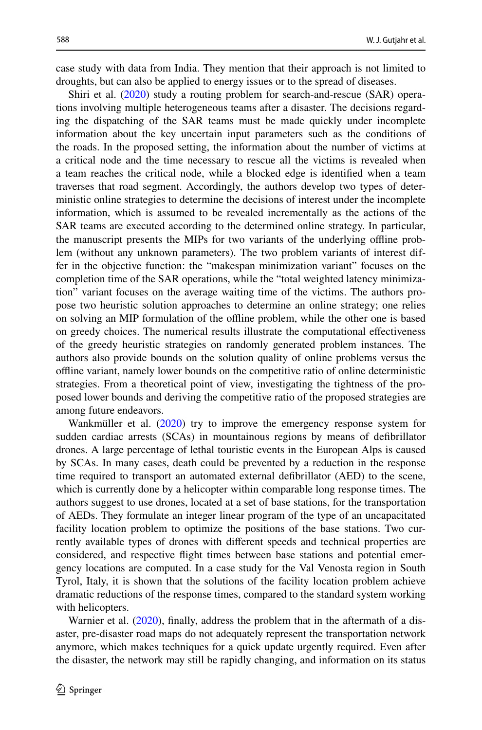case study with data from India. They mention that their approach is not limited to droughts, but can also be applied to energy issues or to the spread of diseases.

Shiri et al. (2020) study a routing problem for search-and-rescue (SAR) operations involving multiple heterogeneous teams after a disaster. The decisions regarding the dispatching of the SAR teams must be made quickly under incomplete information about the key uncertain input parameters such as the conditions of the roads. In the proposed setting, the information about the number of victims at a critical node and the time necessary to rescue all the victims is revealed when a team reaches the critical node, while a blocked edge is identified when a team traverses that road segment. Accordingly, the authors develop two types of deterministic online strategies to determine the decisions of interest under the incomplete information, which is assumed to be revealed incrementally as the actions of the SAR teams are executed according to the determined online strategy. In particular, the manuscript presents the MIPs for two variants of the underlying offline problem (without any unknown parameters). The two problem variants of interest differ in the objective function: the "makespan minimization variant" focuses on the completion time of the SAR operations, while the "total weighted latency minimization" variant focuses on the average waiting time of the victims. The authors propose two heuristic solution approaches to determine an online strategy; one relies on solving an MIP formulation of the offline problem, while the other one is based on greedy choices. The numerical results illustrate the computational effectiveness of the greedy heuristic strategies on randomly generated problem instances. The authors also provide bounds on the solution quality of online problems versus the offline variant, namely lower bounds on the competitive ratio of online deterministic strategies. From a theoretical point of view, investigating the tightness of the proposed lower bounds and deriving the competitive ratio of the proposed strategies are among future endeavors.

Wankmüller et al. (2020) try to improve the emergency response system for sudden cardiac arrests (SCAs) in mountainous regions by means of defibrillator drones. A large percentage of lethal touristic events in the European Alps is caused by SCAs. In many cases, death could be prevented by a reduction in the response time required to transport an automated external defibrillator (AED) to the scene, which is currently done by a helicopter within comparable long response times. The authors suggest to use drones, located at a set of base stations, for the transportation of AEDs. They formulate an integer linear program of the type of an uncapacitated facility location problem to optimize the positions of the base stations. Two currently available types of drones with different speeds and technical properties are considered, and respective flight times between base stations and potential emergency locations are computed. In a case study for the Val Venosta region in South Tyrol, Italy, it is shown that the solutions of the facility location problem achieve dramatic reductions of the response times, compared to the standard system working with helicopters.

Warnier et al. (2020), finally, address the problem that in the aftermath of a disaster, pre-disaster road maps do not adequately represent the transportation network anymore, which makes techniques for a quick update urgently required. Even after the disaster, the network may still be rapidly changing, and information on its status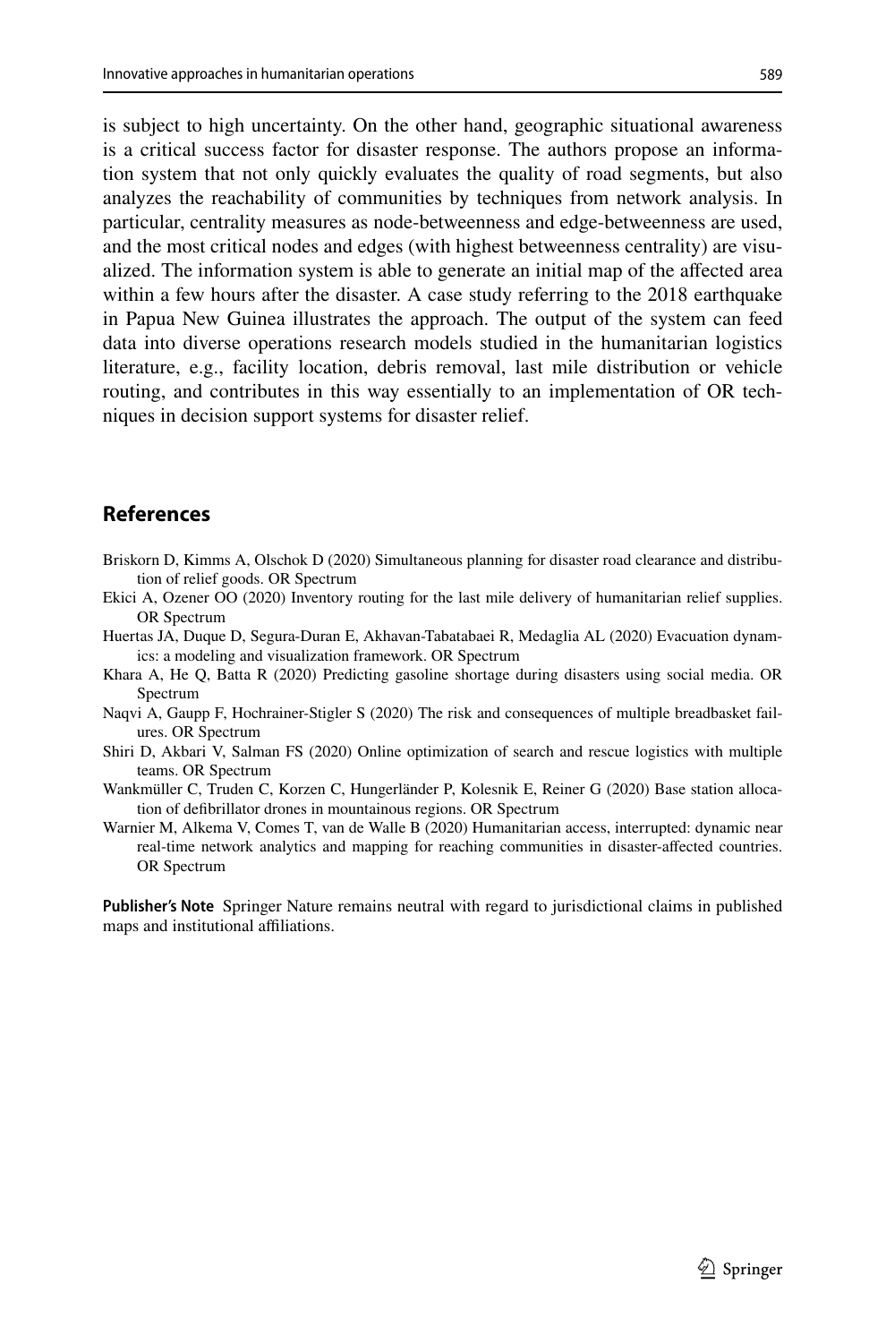is subject to high uncertainty. On the other hand, geographic situational awareness is a critical success factor for disaster response. The authors propose an information system that not only quickly evaluates the quality of road segments, but also analyzes the reachability of communities by techniques from network analysis. In particular, centrality measures as node-betweenness and edge-betweenness are used, and the most critical nodes and edges (with highest betweenness centrality) are visualized. The information system is able to generate an initial map of the affected area within a few hours after the disaster. A case study referring to the 2018 earthquake in Papua New Guinea illustrates the approach. The output of the system can feed data into diverse operations research models studied in the humanitarian logistics literature, e.g., facility location, debris removal, last mile distribution or vehicle routing, and contributes in this way essentially to an implementation of OR techniques in decision support systems for disaster relief.

## References

Briskorn D, Kimms A, Olschok D (2020) Simultaneous planning for disaster road clearance and distribution of relief goods. OR Spectrum

Ekici A, Ozener OO (2020) Inventory routing for the last mile delivery of humanitarian relief supplies. OR Spectrum

Huertas JA, Duque D, Segura-Duran E, Akhavan-Tabatabaei R, Medaglia AL (2020) Evacuation dynamics: a modeling and visualization framework. OR Spectrum

Khara A, He Q, Batta R (2020) Predicting gasoline shortage during disasters using social media. OR Spectrum

Naqvi A, Gaupp F, Hochrainer-Stigler S (2020) The risk and consequences of multiple breadbasket failures. OR Spectrum

Shiri D, Akbari V, Salman FS (2020) Online optimization of search and rescue logistics with multiple teams. OR Spectrum

Wankmüller C, Truden C, Korzen C, Hungerländer P, Kolesnik E, Reiner G (2020) Base station allocation of defibrillator drones in mountainous regions. OR Spectrum

Warnier M, Alkema V, Comes T, van de Walle B (2020) Humanitarian access, interrupted: dynamic near real-time network analytics and mapping for reaching communities in disaster-affected countries. OR Spectrum

**Publisher's Note** Springer Nature remains neutral with regard to jurisdictional claims in published maps and institutional affiliations.